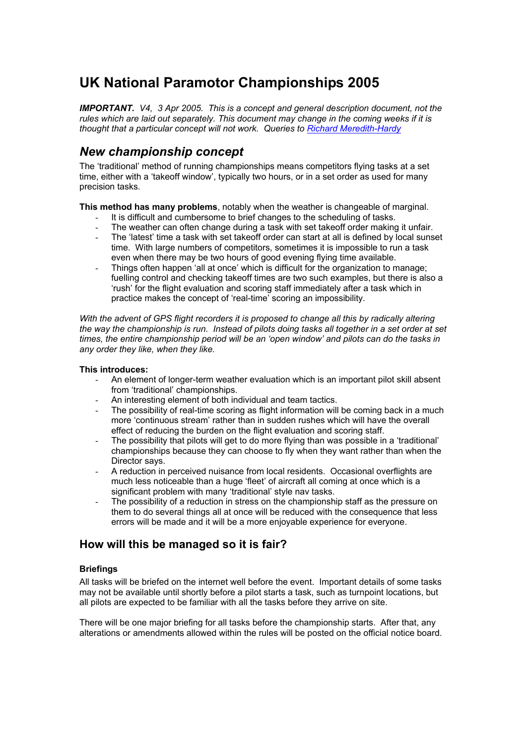# UK National Paramotor Championships 2005

***IMPORTANT.*** *V4, 3 Apr 2005. This is a concept and general description document, not the rules which are laid out separately. This document may change in the coming weeks if it is thought that a particular concept will not work. Queries to [Richard Meredith-Hardy](Richard Meredith-Hardy)*

## *New championship concept*

The 'traditional' method of running championships means competitors flying tasks at a set time, either with a 'takeoff window', typically two hours, or in a set order as used for many precision tasks.

**This method has many problems**, notably when the weather is changeable of marginal.

- It is difficult and cumbersome to brief changes to the scheduling of tasks.
- The weather can often change during a task with set takeoff order making it unfair.
- The 'latest' time a task with set takeoff order can start at all is defined by local sunset time. With large numbers of competitors, sometimes it is impossible to run a task even when there may be two hours of good evening flying time available.
- Things often happen 'all at once' which is difficult for the organization to manage; fuelling control and checking takeoff times are two such examples, but there is also a 'rush' for the flight evaluation and scoring staff immediately after a task which in practice makes the concept of 'real-time' scoring an impossibility.

*With the advent of GPS flight recorders it is proposed to change all this by radically altering the way the championship is run. Instead of pilots doing tasks all together in a set order at set times, the entire championship period will be an 'open window' and pilots can do the tasks in any order they like, when they like.*

**This introduces:**

- An element of longer-term weather evaluation which is an important pilot skill absent from 'traditional' championships.
- An interesting element of both individual and team tactics.
- The possibility of real-time scoring as flight information will be coming back in a much more 'continuous stream' rather than in sudden rushes which will have the overall effect of reducing the burden on the flight evaluation and scoring staff.
- The possibility that pilots will get to do more flying than was possible in a 'traditional' championships because they can choose to fly when they want rather than when the Director says.
- A reduction in perceived nuisance from local residents. Occasional overflights are much less noticeable than a huge 'fleet' of aircraft all coming at once which is a significant problem with many 'traditional' style nav tasks.
- The possibility of a reduction in stress on the championship staff as the pressure on them to do several things all at once will be reduced with the consequence that less errors will be made and it will be a more enjoyable experience for everyone.

## How will this be managed so it is fair?

**Briefings**

All tasks will be briefed on the internet well before the event. Important details of some tasks may not be available until shortly before a pilot starts a task, such as turnpoint locations, but all pilots are expected to be familiar with all the tasks before they arrive on site.

There will be one major briefing for all tasks before the championship starts. After that, any alterations or amendments allowed within the rules will be posted on the official notice board.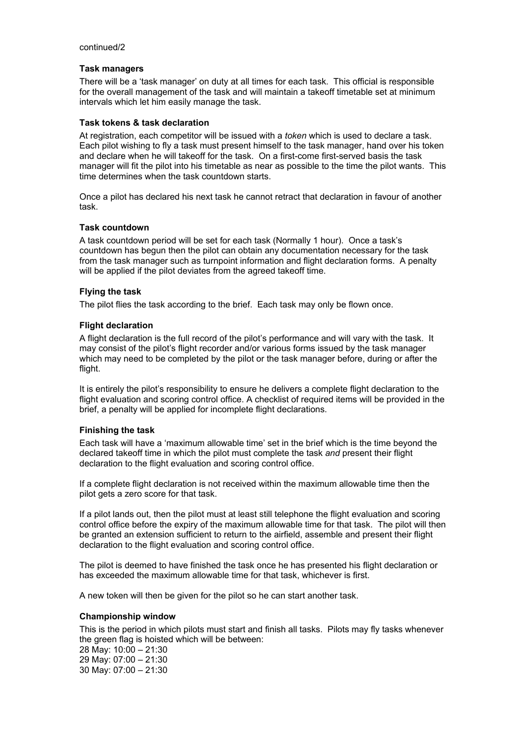continued/2

### Task managers

There will be a 'task manager' on duty at all times for each task. This official is responsible for the overall management of the task and will maintain a takeoff timetable set at minimum intervals which let him easily manage the task.

### Task tokens & task declaration

At registration, each competitor will be issued with a *token* which is used to declare a task. Each pilot wishing to fly a task must present himself to the task manager, hand over his token and declare when he will takeoff for the task. On a first-come first-served basis the task manager will fit the pilot into his timetable as near as possible to the time the pilot wants. This time determines when the task countdown starts.

Once a pilot has declared his next task he cannot retract that declaration in favour of another task.

### Task countdown

A task countdown period will be set for each task (Normally 1 hour). Once a task's countdown has begun then the pilot can obtain any documentation necessary for the task from the task manager such as turnpoint information and flight declaration forms. A penalty will be applied if the pilot deviates from the agreed takeoff time.

### Flying the task

The pilot flies the task according to the brief. Each task may only be flown once.

### Flight declaration

A flight declaration is the full record of the pilot's performance and will vary with the task. It may consist of the pilot's flight recorder and/or various forms issued by the task manager which may need to be completed by the pilot or the task manager before, during or after the flight.

It is entirely the pilot's responsibility to ensure he delivers a complete flight declaration to the flight evaluation and scoring control office. A checklist of required items will be provided in the brief, a penalty will be applied for incomplete flight declarations.

### Finishing the task

Each task will have a 'maximum allowable time' set in the brief which is the time beyond the declared takeoff time in which the pilot must complete the task *and* present their flight declaration to the flight evaluation and scoring control office.

If a complete flight declaration is not received within the maximum allowable time then the pilot gets a zero score for that task.

If a pilot lands out, then the pilot must at least still telephone the flight evaluation and scoring control office before the expiry of the maximum allowable time for that task. The pilot will then be granted an extension sufficient to return to the airfield, assemble and present their flight declaration to the flight evaluation and scoring control office.

The pilot is deemed to have finished the task once he has presented his flight declaration or has exceeded the maximum allowable time for that task, whichever is first.

A new token will then be given for the pilot so he can start another task.

### Championship window

This is the period in which pilots must start and finish all tasks. Pilots may fly tasks whenever the green flag is hoisted which will be between:

28 May: 10:00 – 21:30
29 May: 07:00 – 21:30
30 May: 07:00 – 21:30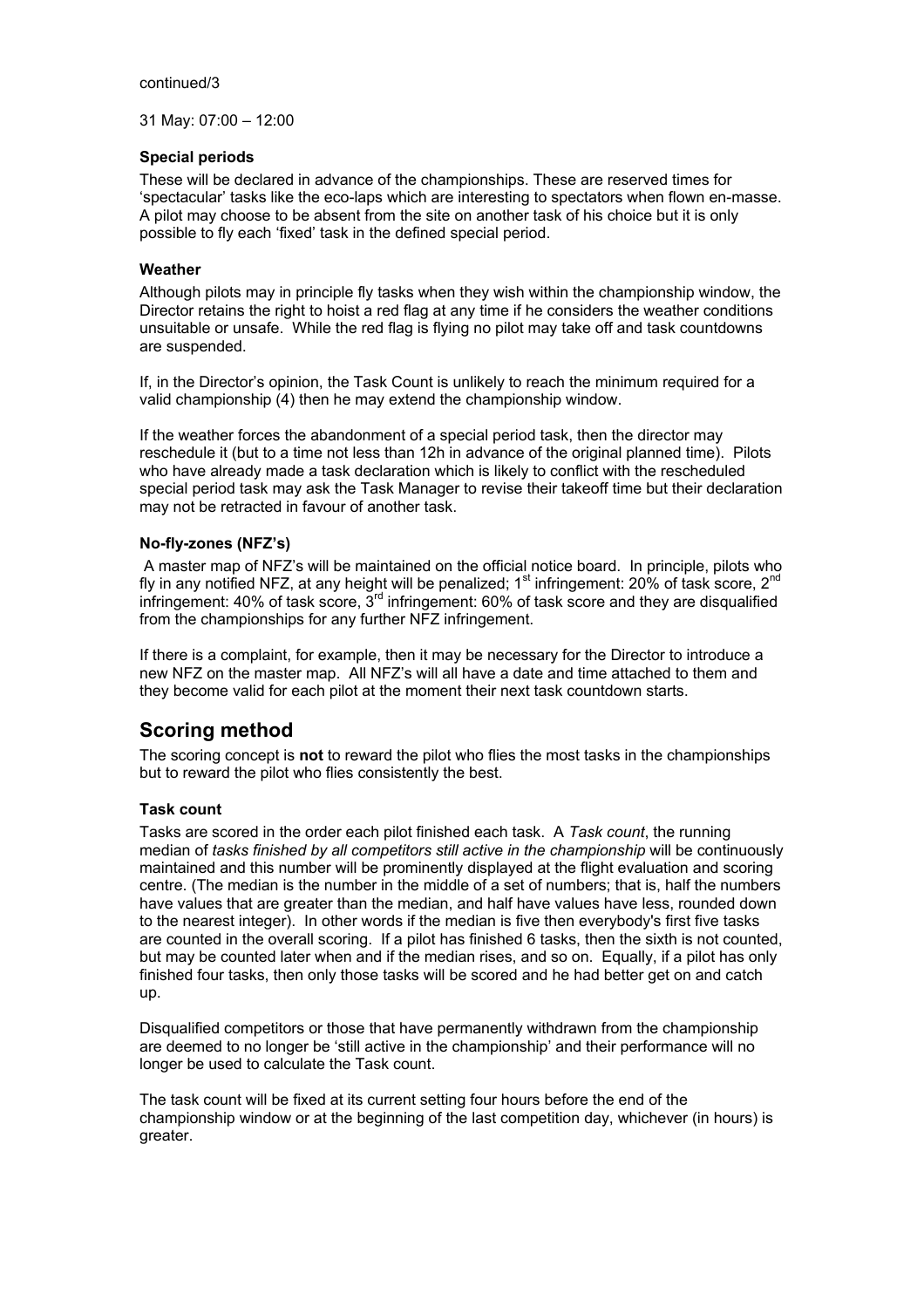continued/3

31 May: 07:00 – 12:00

**Special periods**

These will be declared in advance of the championships. These are reserved times for 'spectacular' tasks like the eco-laps which are interesting to spectators when flown en-masse. A pilot may choose to be absent from the site on another task of his choice but it is only possible to fly each 'fixed' task in the defined special period.

**Weather**

Although pilots may in principle fly tasks when they wish within the championship window, the Director retains the right to hoist a red flag at any time if he considers the weather conditions unsuitable or unsafe. While the red flag is flying no pilot may take off and task countdowns are suspended.

If, in the Director's opinion, the Task Count is unlikely to reach the minimum required for a valid championship (4) then he may extend the championship window.

If the weather forces the abandonment of a special period task, then the director may reschedule it (but to a time not less than 12h in advance of the original planned time). Pilots who have already made a task declaration which is likely to conflict with the rescheduled special period task may ask the Task Manager to revise their takeoff time but their declaration may not be retracted in favour of another task.

**No-fly-zones (NFZ's)**

A master map of NFZ's will be maintained on the official notice board. In principle, pilots who fly in any notified NFZ, at any height will be penalized; 1st infringement: 20% of task score, 2nd infringement: 40% of task score, 3rd infringement: 60% of task score and they are disqualified from the championships for any further NFZ infringement.

If there is a complaint, for example, then it may be necessary for the Director to introduce a new NFZ on the master map. All NFZ's will all have a date and time attached to them and they become valid for each pilot at the moment their next task countdown starts.

## Scoring method

The scoring concept is **not** to reward the pilot who flies the most tasks in the championships but to reward the pilot who flies consistently the best.

**Task count**

Tasks are scored in the order each pilot finished each task. A *Task count*, the running median of *tasks finished by all competitors still active in the championship* will be continuously maintained and this number will be prominently displayed at the flight evaluation and scoring centre. (The median is the number in the middle of a set of numbers; that is, half the numbers have values that are greater than the median, and half have values have less, rounded down to the nearest integer). In other words if the median is five then everybody's first five tasks are counted in the overall scoring. If a pilot has finished 6 tasks, then the sixth is not counted, but may be counted later when and if the median rises, and so on. Equally, if a pilot has only finished four tasks, then only those tasks will be scored and he had better get on and catch up.

Disqualified competitors or those that have permanently withdrawn from the championship are deemed to no longer be 'still active in the championship' and their performance will no longer be used to calculate the Task count.

The task count will be fixed at its current setting four hours before the end of the championship window or at the beginning of the last competition day, whichever (in hours) is greater.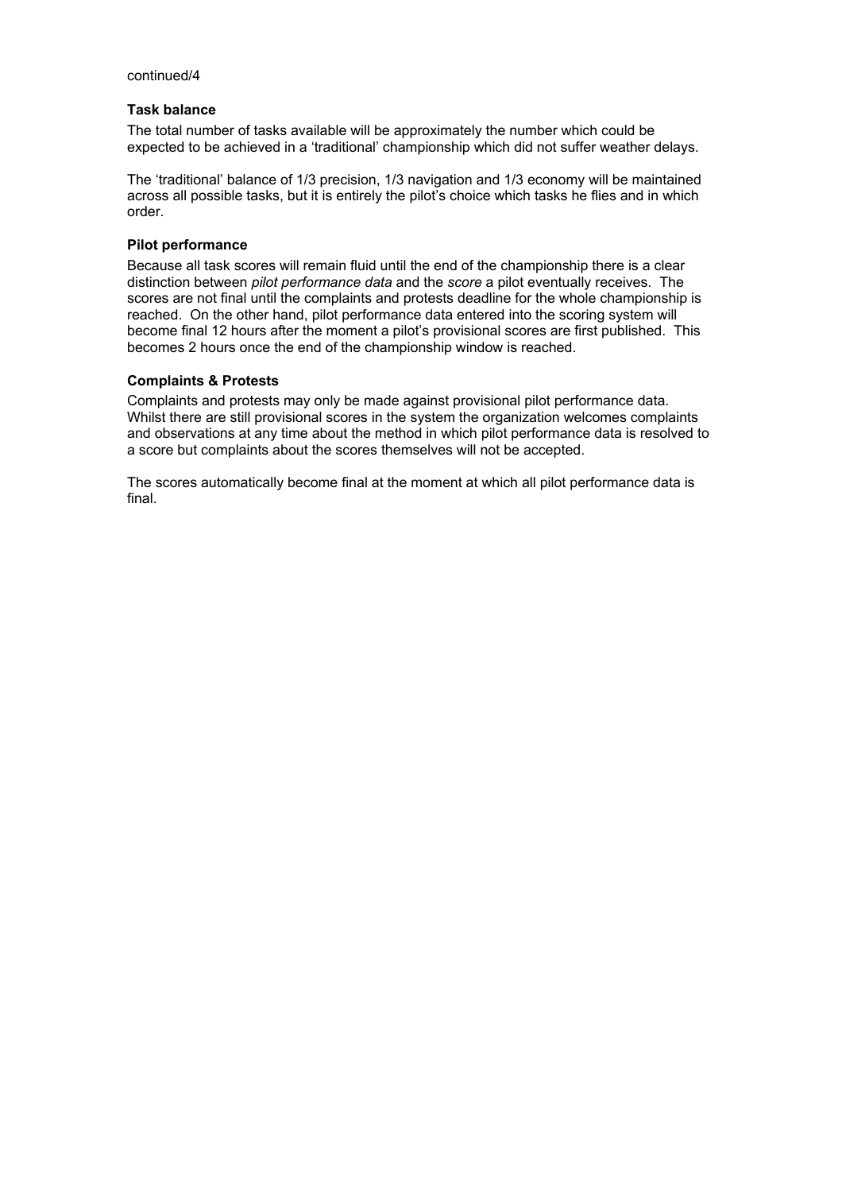continued/4

### Task balance

The total number of tasks available will be approximately the number which could be expected to be achieved in a 'traditional' championship which did not suffer weather delays.

The 'traditional' balance of 1/3 precision, 1/3 navigation and 1/3 economy will be maintained across all possible tasks, but it is entirely the pilot's choice which tasks he flies and in which order.

### Pilot performance

Because all task scores will remain fluid until the end of the championship there is a clear distinction between *pilot performance data* and the *score* a pilot eventually receives. The scores are not final until the complaints and protests deadline for the whole championship is reached. On the other hand, pilot performance data entered into the scoring system will become final 12 hours after the moment a pilot's provisional scores are first published. This becomes 2 hours once the end of the championship window is reached.

### Complaints & Protests

Complaints and protests may only be made against provisional pilot performance data. Whilst there are still provisional scores in the system the organization welcomes complaints and observations at any time about the method in which pilot performance data is resolved to a score but complaints about the scores themselves will not be accepted.

The scores automatically become final at the moment at which all pilot performance data is final.